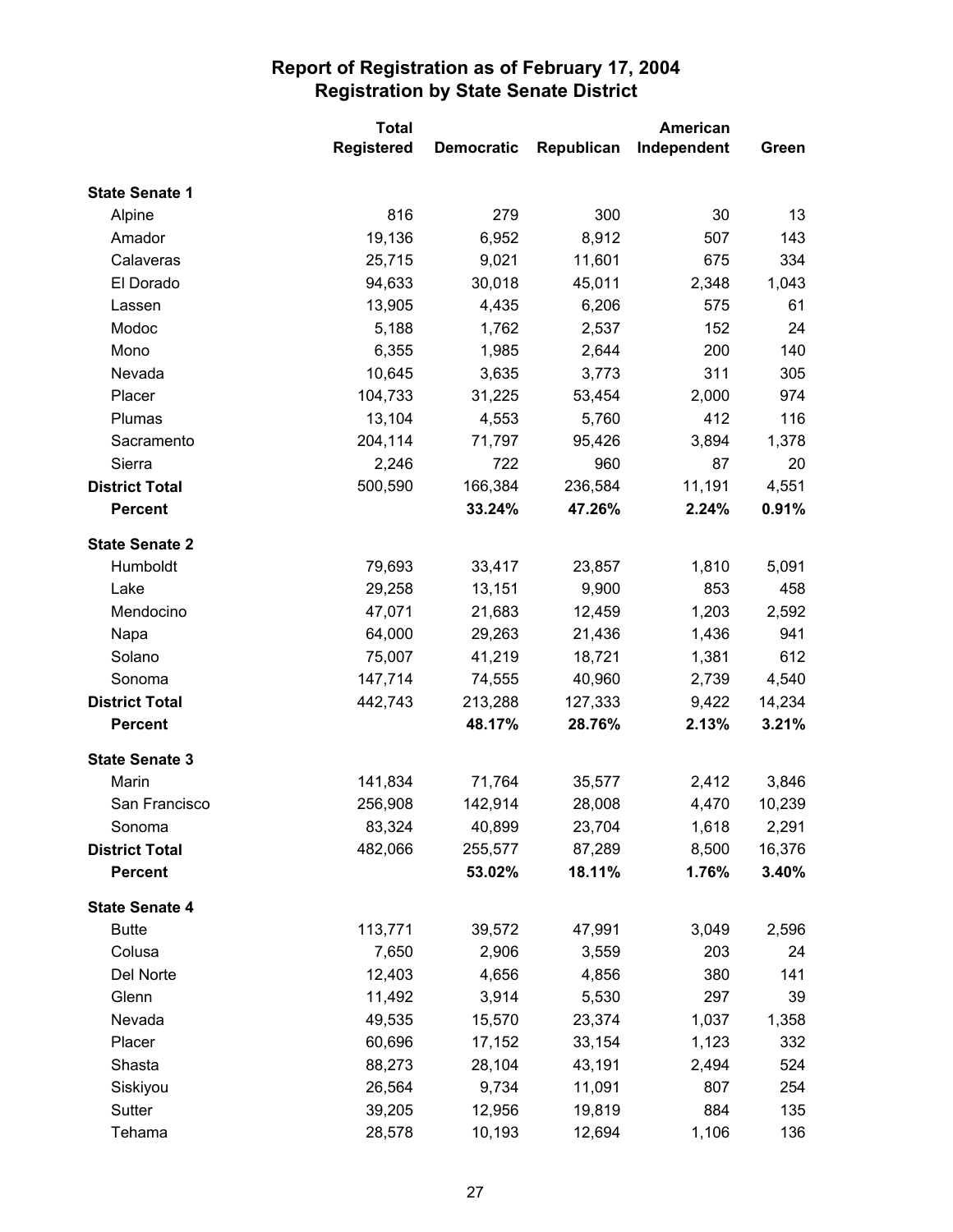# Report of Registration as of February 17, 2004
## Registration by State Senate District

| | Total Registered | Democratic | Republican | American Independent | Green |
|---|---|---|---|---|---|
| **State Senate 1** | | | | | |
| Alpine | 816 | 279 | 300 | 30 | 13 |
| Amador | 19,136 | 6,952 | 8,912 | 507 | 143 |
| Calaveras | 25,715 | 9,021 | 11,601 | 675 | 334 |
| El Dorado | 94,633 | 30,018 | 45,011 | 2,348 | 1,043 |
| Lassen | 13,905 | 4,435 | 6,206 | 575 | 61 |
| Modoc | 5,188 | 1,762 | 2,537 | 152 | 24 |
| Mono | 6,355 | 1,985 | 2,644 | 200 | 140 |
| Nevada | 10,645 | 3,635 | 3,773 | 311 | 305 |
| Placer | 104,733 | 31,225 | 53,454 | 2,000 | 974 |
| Plumas | 13,104 | 4,553 | 5,760 | 412 | 116 |
| Sacramento | 204,114 | 71,797 | 95,426 | 3,894 | 1,378 |
| Sierra | 2,246 | 722 | 960 | 87 | 20 |
| **District Total** | 500,590 | 166,384 | 236,584 | 11,191 | 4,551 |
| **Percent** | | **33.24%** | **47.26%** | **2.24%** | **0.91%** |
| **State Senate 2** | | | | | |
| Humboldt | 79,693 | 33,417 | 23,857 | 1,810 | 5,091 |
| Lake | 29,258 | 13,151 | 9,900 | 853 | 458 |
| Mendocino | 47,071 | 21,683 | 12,459 | 1,203 | 2,592 |
| Napa | 64,000 | 29,263 | 21,436 | 1,436 | 941 |
| Solano | 75,007 | 41,219 | 18,721 | 1,381 | 612 |
| Sonoma | 147,714 | 74,555 | 40,960 | 2,739 | 4,540 |
| **District Total** | 442,743 | 213,288 | 127,333 | 9,422 | 14,234 |
| **Percent** | | **48.17%** | **28.76%** | **2.13%** | **3.21%** |
| **State Senate 3** | | | | | |
| Marin | 141,834 | 71,764 | 35,577 | 2,412 | 3,846 |
| San Francisco | 256,908 | 142,914 | 28,008 | 4,470 | 10,239 |
| Sonoma | 83,324 | 40,899 | 23,704 | 1,618 | 2,291 |
| **District Total** | 482,066 | 255,577 | 87,289 | 8,500 | 16,376 |
| **Percent** | | **53.02%** | **18.11%** | **1.76%** | **3.40%** |
| **State Senate 4** | | | | | |
| Butte | 113,771 | 39,572 | 47,991 | 3,049 | 2,596 |
| Colusa | 7,650 | 2,906 | 3,559 | 203 | 24 |
| Del Norte | 12,403 | 4,656 | 4,856 | 380 | 141 |
| Glenn | 11,492 | 3,914 | 5,530 | 297 | 39 |
| Nevada | 49,535 | 15,570 | 23,374 | 1,037 | 1,358 |
| Placer | 60,696 | 17,152 | 33,154 | 1,123 | 332 |
| Shasta | 88,273 | 28,104 | 43,191 | 2,494 | 524 |
| Siskiyou | 26,564 | 9,734 | 11,091 | 807 | 254 |
| Sutter | 39,205 | 12,956 | 19,819 | 884 | 135 |
| Tehama | 28,578 | 10,193 | 12,694 | 1,106 | 136 |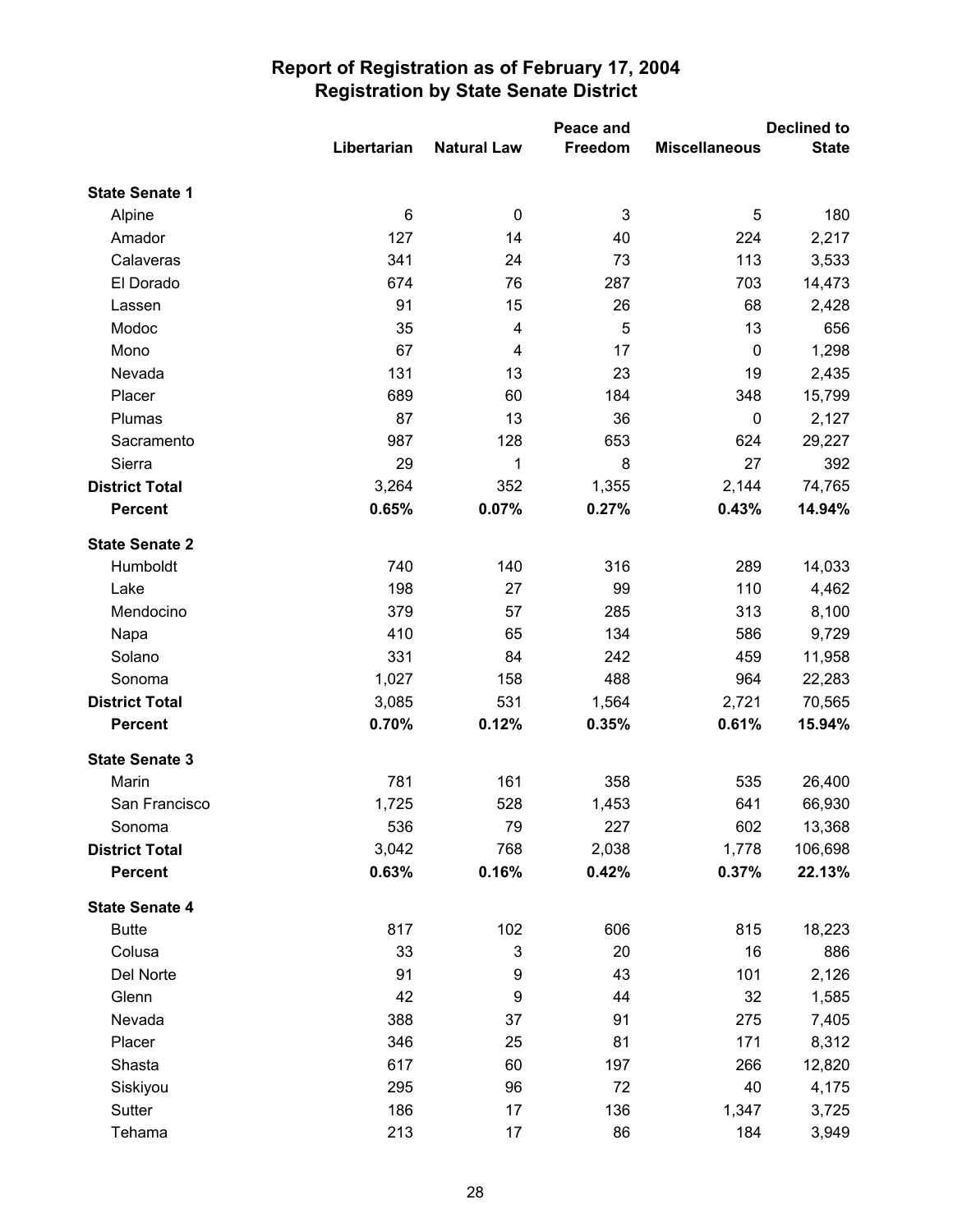# Report of Registration as of February 17, 2004
## Registration by State Senate District

| | Libertarian | Natural Law | Peace and Freedom | Miscellaneous | Declined to State |
|---|---|---|---|---|---|
| **State Senate 1** | | | | | |
| Alpine | 6 | 0 | 3 | 5 | 180 |
| Amador | 127 | 14 | 40 | 224 | 2,217 |
| Calaveras | 341 | 24 | 73 | 113 | 3,533 |
| El Dorado | 674 | 76 | 287 | 703 | 14,473 |
| Lassen | 91 | 15 | 26 | 68 | 2,428 |
| Modoc | 35 | 4 | 5 | 13 | 656 |
| Mono | 67 | 4 | 17 | 0 | 1,298 |
| Nevada | 131 | 13 | 23 | 19 | 2,435 |
| Placer | 689 | 60 | 184 | 348 | 15,799 |
| Plumas | 87 | 13 | 36 | 0 | 2,127 |
| Sacramento | 987 | 128 | 653 | 624 | 29,227 |
| Sierra | 29 | 1 | 8 | 27 | 392 |
| **District Total** | 3,264 | 352 | 1,355 | 2,144 | 74,765 |
| **Percent** | **0.65%** | **0.07%** | **0.27%** | **0.43%** | **14.94%** |
| **State Senate 2** | | | | | |
| Humboldt | 740 | 140 | 316 | 289 | 14,033 |
| Lake | 198 | 27 | 99 | 110 | 4,462 |
| Mendocino | 379 | 57 | 285 | 313 | 8,100 |
| Napa | 410 | 65 | 134 | 586 | 9,729 |
| Solano | 331 | 84 | 242 | 459 | 11,958 |
| Sonoma | 1,027 | 158 | 488 | 964 | 22,283 |
| **District Total** | 3,085 | 531 | 1,564 | 2,721 | 70,565 |
| **Percent** | **0.70%** | **0.12%** | **0.35%** | **0.61%** | **15.94%** |
| **State Senate 3** | | | | | |
| Marin | 781 | 161 | 358 | 535 | 26,400 |
| San Francisco | 1,725 | 528 | 1,453 | 641 | 66,930 |
| Sonoma | 536 | 79 | 227 | 602 | 13,368 |
| **District Total** | 3,042 | 768 | 2,038 | 1,778 | 106,698 |
| **Percent** | **0.63%** | **0.16%** | **0.42%** | **0.37%** | **22.13%** |
| **State Senate 4** | | | | | |
| Butte | 817 | 102 | 606 | 815 | 18,223 |
| Colusa | 33 | 3 | 20 | 16 | 886 |
| Del Norte | 91 | 9 | 43 | 101 | 2,126 |
| Glenn | 42 | 9 | 44 | 32 | 1,585 |
| Nevada | 388 | 37 | 91 | 275 | 7,405 |
| Placer | 346 | 25 | 81 | 171 | 8,312 |
| Shasta | 617 | 60 | 197 | 266 | 12,820 |
| Siskiyou | 295 | 96 | 72 | 40 | 4,175 |
| Sutter | 186 | 17 | 136 | 1,347 | 3,725 |
| Tehama | 213 | 17 | 86 | 184 | 3,949 |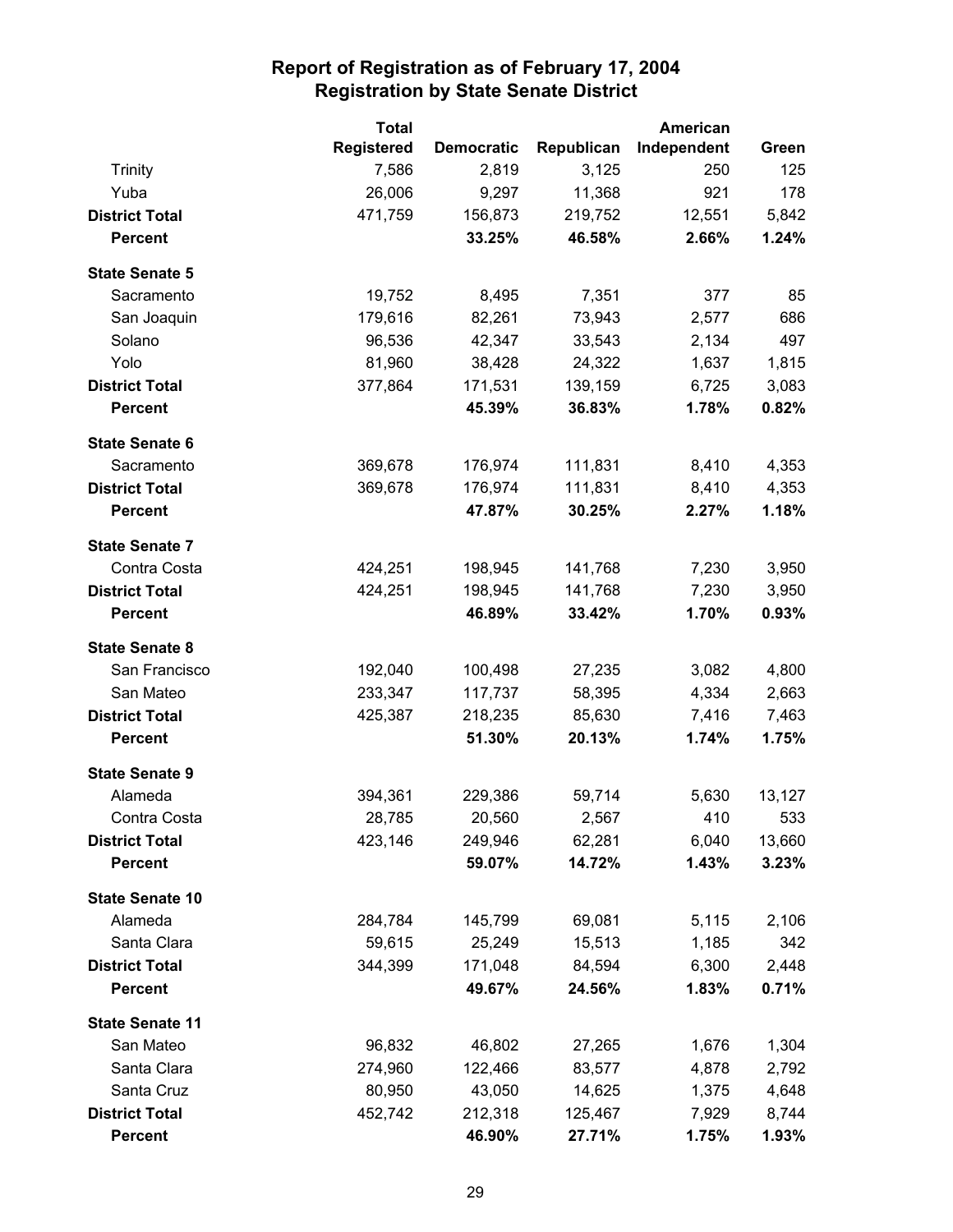# Report of Registration as of February 17, 2004
## Registration by State Senate District

| | Total Registered | Democratic | Republican | American Independent | Green |
|---|---|---|---|---|---|
| Trinity | 7,586 | 2,819 | 3,125 | 250 | 125 |
| Yuba | 26,006 | 9,297 | 11,368 | 921 | 178 |
| **District Total** | 471,759 | 156,873 | 219,752 | 12,551 | 5,842 |
| **Percent** | | **33.25%** | **46.58%** | **2.66%** | **1.24%** |
| **State Senate 5** | | | | | |
| Sacramento | 19,752 | 8,495 | 7,351 | 377 | 85 |
| San Joaquin | 179,616 | 82,261 | 73,943 | 2,577 | 686 |
| Solano | 96,536 | 42,347 | 33,543 | 2,134 | 497 |
| Yolo | 81,960 | 38,428 | 24,322 | 1,637 | 1,815 |
| **District Total** | 377,864 | 171,531 | 139,159 | 6,725 | 3,083 |
| **Percent** | | **45.39%** | **36.83%** | **1.78%** | **0.82%** |
| **State Senate 6** | | | | | |
| Sacramento | 369,678 | 176,974 | 111,831 | 8,410 | 4,353 |
| **District Total** | 369,678 | 176,974 | 111,831 | 8,410 | 4,353 |
| **Percent** | | **47.87%** | **30.25%** | **2.27%** | **1.18%** |
| **State Senate 7** | | | | | |
| Contra Costa | 424,251 | 198,945 | 141,768 | 7,230 | 3,950 |
| **District Total** | 424,251 | 198,945 | 141,768 | 7,230 | 3,950 |
| **Percent** | | **46.89%** | **33.42%** | **1.70%** | **0.93%** |
| **State Senate 8** | | | | | |
| San Francisco | 192,040 | 100,498 | 27,235 | 3,082 | 4,800 |
| San Mateo | 233,347 | 117,737 | 58,395 | 4,334 | 2,663 |
| **District Total** | 425,387 | 218,235 | 85,630 | 7,416 | 7,463 |
| **Percent** | | **51.30%** | **20.13%** | **1.74%** | **1.75%** |
| **State Senate 9** | | | | | |
| Alameda | 394,361 | 229,386 | 59,714 | 5,630 | 13,127 |
| Contra Costa | 28,785 | 20,560 | 2,567 | 410 | 533 |
| **District Total** | 423,146 | 249,946 | 62,281 | 6,040 | 13,660 |
| **Percent** | | **59.07%** | **14.72%** | **1.43%** | **3.23%** |
| **State Senate 10** | | | | | |
| Alameda | 284,784 | 145,799 | 69,081 | 5,115 | 2,106 |
| Santa Clara | 59,615 | 25,249 | 15,513 | 1,185 | 342 |
| **District Total** | 344,399 | 171,048 | 84,594 | 6,300 | 2,448 |
| **Percent** | | **49.67%** | **24.56%** | **1.83%** | **0.71%** |
| **State Senate 11** | | | | | |
| San Mateo | 96,832 | 46,802 | 27,265 | 1,676 | 1,304 |
| Santa Clara | 274,960 | 122,466 | 83,577 | 4,878 | 2,792 |
| Santa Cruz | 80,950 | 43,050 | 14,625 | 1,375 | 4,648 |
| **District Total** | 452,742 | 212,318 | 125,467 | 7,929 | 8,744 |
| **Percent** | | **46.90%** | **27.71%** | **1.75%** | **1.93%** |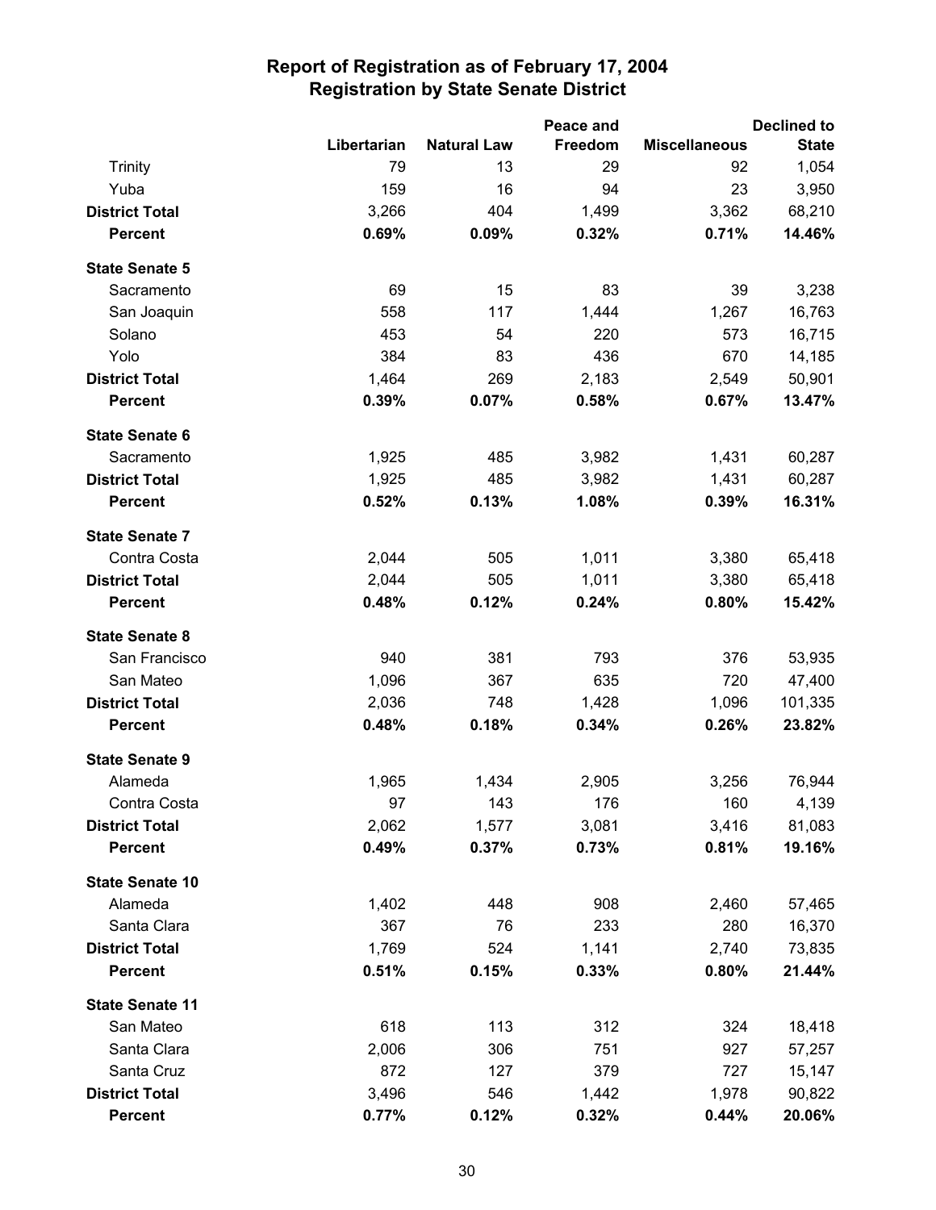# Report of Registration as of February 17, 2004
## Registration by State Senate District

| | Libertarian | Natural Law | Peace and Freedom | Miscellaneous | Declined to State |
|---|---|---|---|---|---|
| Trinity | 79 | 13 | 29 | 92 | 1,054 |
| Yuba | 159 | 16 | 94 | 23 | 3,950 |
| **District Total** | **3,266** | **404** | **1,499** | **3,362** | **68,210** |
| **Percent** | **0.69%** | **0.09%** | **0.32%** | **0.71%** | **14.46%** |
| **State Senate 5** | | | | | |
| Sacramento | 69 | 15 | 83 | 39 | 3,238 |
| San Joaquin | 558 | 117 | 1,444 | 1,267 | 16,763 |
| Solano | 453 | 54 | 220 | 573 | 16,715 |
| Yolo | 384 | 83 | 436 | 670 | 14,185 |
| **District Total** | **1,464** | **269** | **2,183** | **2,549** | **50,901** |
| **Percent** | **0.39%** | **0.07%** | **0.58%** | **0.67%** | **13.47%** |
| **State Senate 6** | | | | | |
| Sacramento | 1,925 | 485 | 3,982 | 1,431 | 60,287 |
| **District Total** | **1,925** | **485** | **3,982** | **1,431** | **60,287** |
| **Percent** | **0.52%** | **0.13%** | **1.08%** | **0.39%** | **16.31%** |
| **State Senate 7** | | | | | |
| Contra Costa | 2,044 | 505 | 1,011 | 3,380 | 65,418 |
| **District Total** | **2,044** | **505** | **1,011** | **3,380** | **65,418** |
| **Percent** | **0.48%** | **0.12%** | **0.24%** | **0.80%** | **15.42%** |
| **State Senate 8** | | | | | |
| San Francisco | 940 | 381 | 793 | 376 | 53,935 |
| San Mateo | 1,096 | 367 | 635 | 720 | 47,400 |
| **District Total** | **2,036** | **748** | **1,428** | **1,096** | **101,335** |
| **Percent** | **0.48%** | **0.18%** | **0.34%** | **0.26%** | **23.82%** |
| **State Senate 9** | | | | | |
| Alameda | 1,965 | 1,434 | 2,905 | 3,256 | 76,944 |
| Contra Costa | 97 | 143 | 176 | 160 | 4,139 |
| **District Total** | **2,062** | **1,577** | **3,081** | **3,416** | **81,083** |
| **Percent** | **0.49%** | **0.37%** | **0.73%** | **0.81%** | **19.16%** |
| **State Senate 10** | | | | | |
| Alameda | 1,402 | 448 | 908 | 2,460 | 57,465 |
| Santa Clara | 367 | 76 | 233 | 280 | 16,370 |
| **District Total** | **1,769** | **524** | **1,141** | **2,740** | **73,835** |
| **Percent** | **0.51%** | **0.15%** | **0.33%** | **0.80%** | **21.44%** |
| **State Senate 11** | | | | | |
| San Mateo | 618 | 113 | 312 | 324 | 18,418 |
| Santa Clara | 2,006 | 306 | 751 | 927 | 57,257 |
| Santa Cruz | 872 | 127 | 379 | 727 | 15,147 |
| **District Total** | **3,496** | **546** | **1,442** | **1,978** | **90,822** |
| **Percent** | **0.77%** | **0.12%** | **0.32%** | **0.44%** | **20.06%** |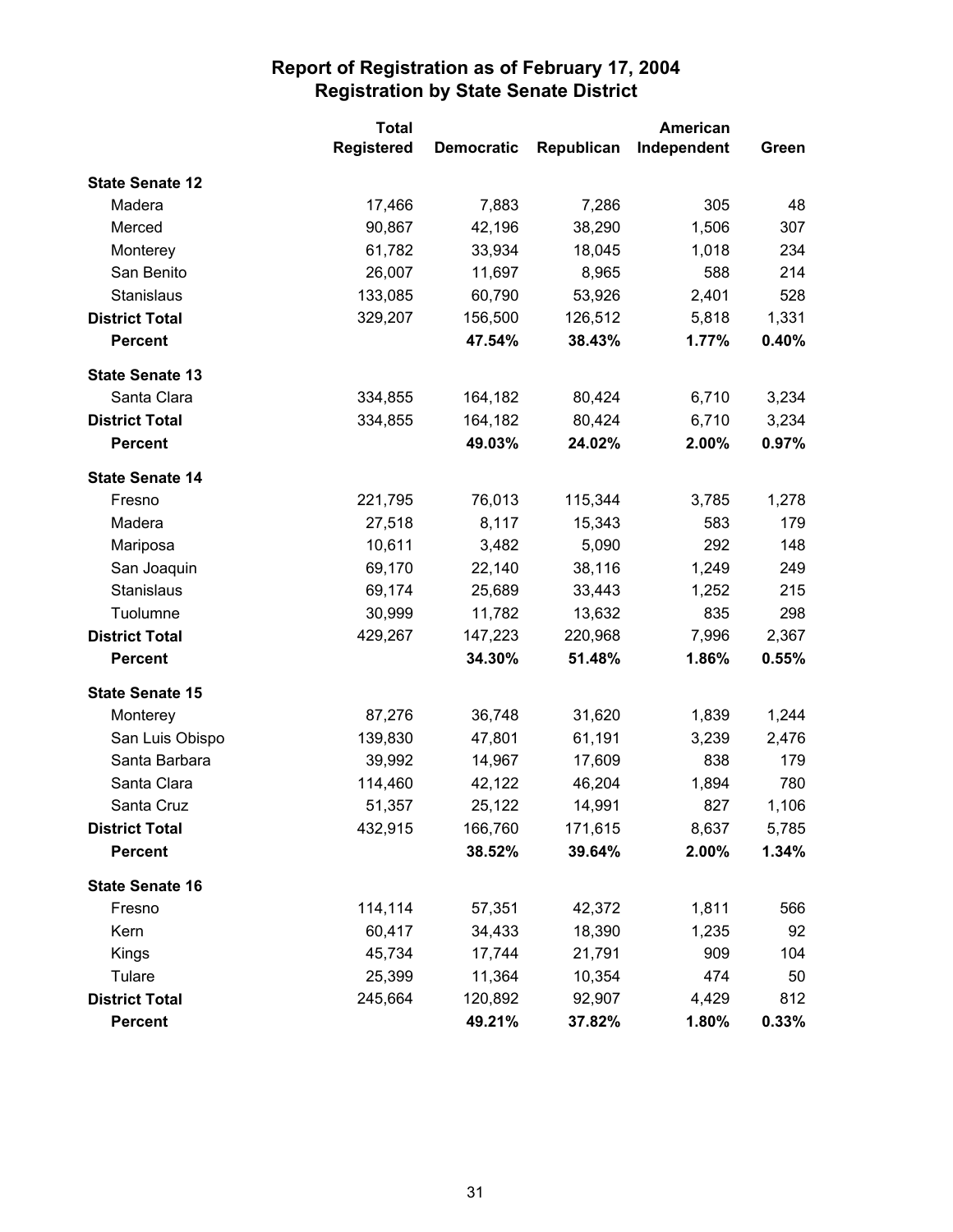# Report of Registration as of February 17, 2004
## Registration by State Senate District

| | Total Registered | Democratic | Republican | American Independent | Green |
|---|---|---|---|---|---|
| **State Senate 12** | | | | | |
| Madera | 17,466 | 7,883 | 7,286 | 305 | 48 |
| Merced | 90,867 | 42,196 | 38,290 | 1,506 | 307 |
| Monterey | 61,782 | 33,934 | 18,045 | 1,018 | 234 |
| San Benito | 26,007 | 11,697 | 8,965 | 588 | 214 |
| Stanislaus | 133,085 | 60,790 | 53,926 | 2,401 | 528 |
| **District Total** | 329,207 | 156,500 | 126,512 | 5,818 | 1,331 |
| **Percent** | | **47.54%** | **38.43%** | **1.77%** | **0.40%** |
| **State Senate 13** | | | | | |
| Santa Clara | 334,855 | 164,182 | 80,424 | 6,710 | 3,234 |
| **District Total** | 334,855 | 164,182 | 80,424 | 6,710 | 3,234 |
| **Percent** | | **49.03%** | **24.02%** | **2.00%** | **0.97%** |
| **State Senate 14** | | | | | |
| Fresno | 221,795 | 76,013 | 115,344 | 3,785 | 1,278 |
| Madera | 27,518 | 8,117 | 15,343 | 583 | 179 |
| Mariposa | 10,611 | 3,482 | 5,090 | 292 | 148 |
| San Joaquin | 69,170 | 22,140 | 38,116 | 1,249 | 249 |
| Stanislaus | 69,174 | 25,689 | 33,443 | 1,252 | 215 |
| Tuolumne | 30,999 | 11,782 | 13,632 | 835 | 298 |
| **District Total** | 429,267 | 147,223 | 220,968 | 7,996 | 2,367 |
| **Percent** | | **34.30%** | **51.48%** | **1.86%** | **0.55%** |
| **State Senate 15** | | | | | |
| Monterey | 87,276 | 36,748 | 31,620 | 1,839 | 1,244 |
| San Luis Obispo | 139,830 | 47,801 | 61,191 | 3,239 | 2,476 |
| Santa Barbara | 39,992 | 14,967 | 17,609 | 838 | 179 |
| Santa Clara | 114,460 | 42,122 | 46,204 | 1,894 | 780 |
| Santa Cruz | 51,357 | 25,122 | 14,991 | 827 | 1,106 |
| **District Total** | 432,915 | 166,760 | 171,615 | 8,637 | 5,785 |
| **Percent** | | **38.52%** | **39.64%** | **2.00%** | **1.34%** |
| **State Senate 16** | | | | | |
| Fresno | 114,114 | 57,351 | 42,372 | 1,811 | 566 |
| Kern | 60,417 | 34,433 | 18,390 | 1,235 | 92 |
| Kings | 45,734 | 17,744 | 21,791 | 909 | 104 |
| Tulare | 25,399 | 11,364 | 10,354 | 474 | 50 |
| **District Total** | 245,664 | 120,892 | 92,907 | 4,429 | 812 |
| **Percent** | | **49.21%** | **37.82%** | **1.80%** | **0.33%** |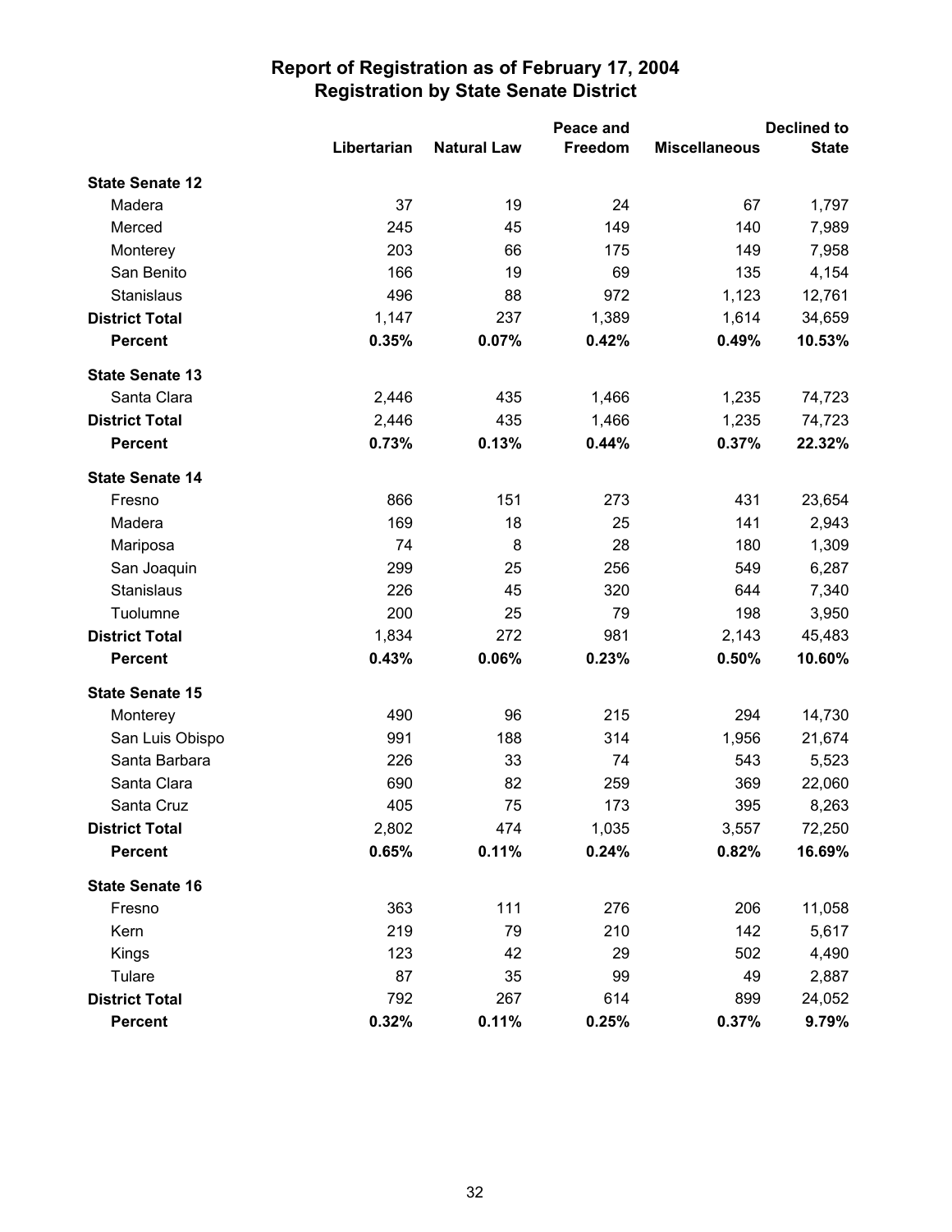# Report of Registration as of February 17, 2004
## Registration by State Senate District

| | Libertarian | Natural Law | Peace and Freedom | Miscellaneous | Declined to State |
|---|---|---|---|---|---|
| **State Senate 12** | | | | | |
| Madera | 37 | 19 | 24 | 67 | 1,797 |
| Merced | 245 | 45 | 149 | 140 | 7,989 |
| Monterey | 203 | 66 | 175 | 149 | 7,958 |
| San Benito | 166 | 19 | 69 | 135 | 4,154 |
| Stanislaus | 496 | 88 | 972 | 1,123 | 12,761 |
| **District Total** | 1,147 | 237 | 1,389 | 1,614 | 34,659 |
| **Percent** | **0.35%** | **0.07%** | **0.42%** | **0.49%** | **10.53%** |
| **State Senate 13** | | | | | |
| Santa Clara | 2,446 | 435 | 1,466 | 1,235 | 74,723 |
| **District Total** | 2,446 | 435 | 1,466 | 1,235 | 74,723 |
| **Percent** | **0.73%** | **0.13%** | **0.44%** | **0.37%** | **22.32%** |
| **State Senate 14** | | | | | |
| Fresno | 866 | 151 | 273 | 431 | 23,654 |
| Madera | 169 | 18 | 25 | 141 | 2,943 |
| Mariposa | 74 | 8 | 28 | 180 | 1,309 |
| San Joaquin | 299 | 25 | 256 | 549 | 6,287 |
| Stanislaus | 226 | 45 | 320 | 644 | 7,340 |
| Tuolumne | 200 | 25 | 79 | 198 | 3,950 |
| **District Total** | 1,834 | 272 | 981 | 2,143 | 45,483 |
| **Percent** | **0.43%** | **0.06%** | **0.23%** | **0.50%** | **10.60%** |
| **State Senate 15** | | | | | |
| Monterey | 490 | 96 | 215 | 294 | 14,730 |
| San Luis Obispo | 991 | 188 | 314 | 1,956 | 21,674 |
| Santa Barbara | 226 | 33 | 74 | 543 | 5,523 |
| Santa Clara | 690 | 82 | 259 | 369 | 22,060 |
| Santa Cruz | 405 | 75 | 173 | 395 | 8,263 |
| **District Total** | 2,802 | 474 | 1,035 | 3,557 | 72,250 |
| **Percent** | **0.65%** | **0.11%** | **0.24%** | **0.82%** | **16.69%** |
| **State Senate 16** | | | | | |
| Fresno | 363 | 111 | 276 | 206 | 11,058 |
| Kern | 219 | 79 | 210 | 142 | 5,617 |
| Kings | 123 | 42 | 29 | 502 | 4,490 |
| Tulare | 87 | 35 | 99 | 49 | 2,887 |
| **District Total** | 792 | 267 | 614 | 899 | 24,052 |
| **Percent** | **0.32%** | **0.11%** | **0.25%** | **0.37%** | **9.79%** |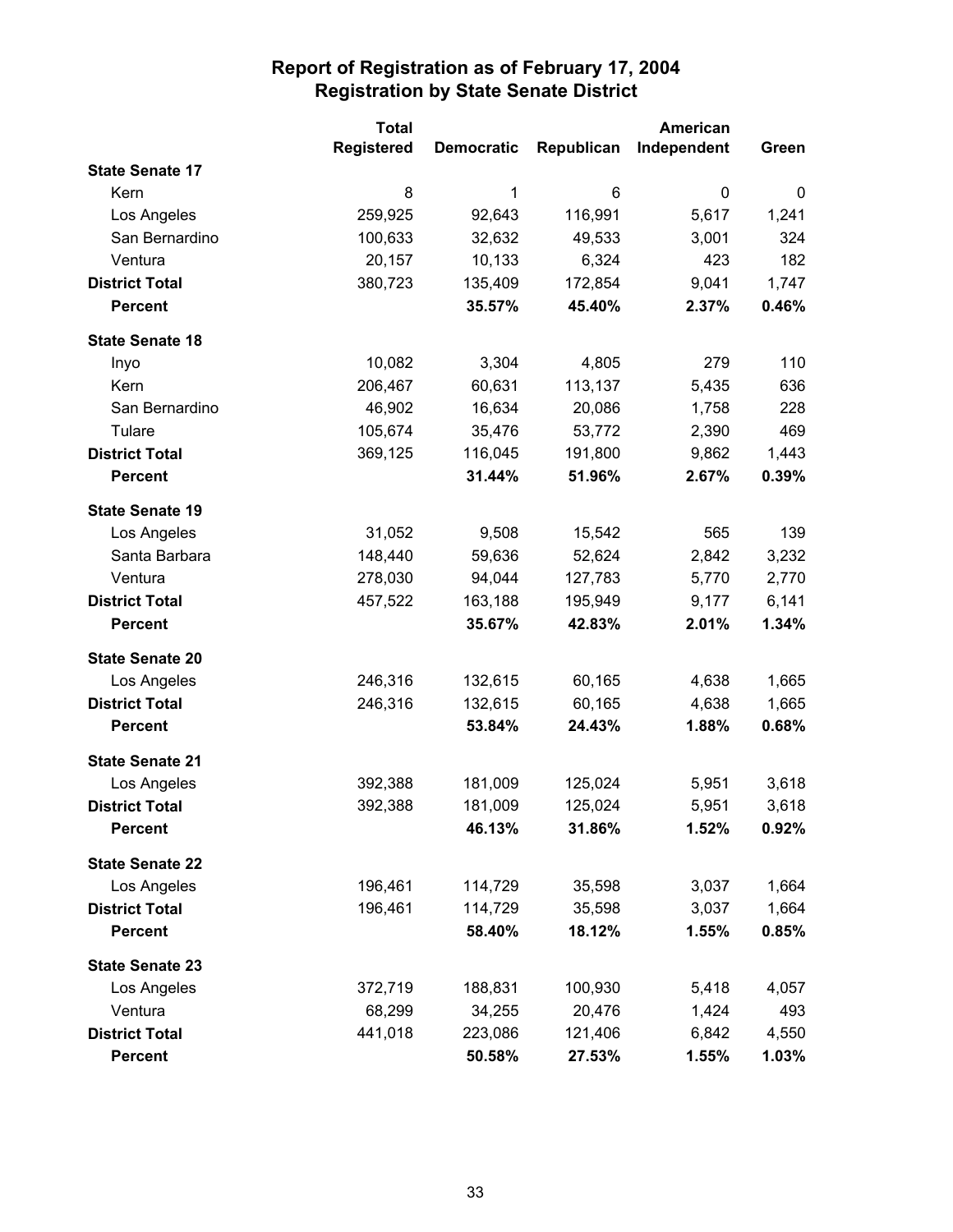# Report of Registration as of February 17, 2004
## Registration by State Senate District

| | Total Registered | Democratic | Republican | American Independent | Green |
|---|---|---|---|---|---|
| **State Senate 17** | | | | | |
| Kern | 8 | 1 | 6 | 0 | 0 |
| Los Angeles | 259,925 | 92,643 | 116,991 | 5,617 | 1,241 |
| San Bernardino | 100,633 | 32,632 | 49,533 | 3,001 | 324 |
| Ventura | 20,157 | 10,133 | 6,324 | 423 | 182 |
| **District Total** | 380,723 | 135,409 | 172,854 | 9,041 | 1,747 |
| **Percent** | | **35.57%** | **45.40%** | **2.37%** | **0.46%** |
| **State Senate 18** | | | | | |
| Inyo | 10,082 | 3,304 | 4,805 | 279 | 110 |
| Kern | 206,467 | 60,631 | 113,137 | 5,435 | 636 |
| San Bernardino | 46,902 | 16,634 | 20,086 | 1,758 | 228 |
| Tulare | 105,674 | 35,476 | 53,772 | 2,390 | 469 |
| **District Total** | 369,125 | 116,045 | 191,800 | 9,862 | 1,443 |
| **Percent** | | **31.44%** | **51.96%** | **2.67%** | **0.39%** |
| **State Senate 19** | | | | | |
| Los Angeles | 31,052 | 9,508 | 15,542 | 565 | 139 |
| Santa Barbara | 148,440 | 59,636 | 52,624 | 2,842 | 3,232 |
| Ventura | 278,030 | 94,044 | 127,783 | 5,770 | 2,770 |
| **District Total** | 457,522 | 163,188 | 195,949 | 9,177 | 6,141 |
| **Percent** | | **35.67%** | **42.83%** | **2.01%** | **1.34%** |
| **State Senate 20** | | | | | |
| Los Angeles | 246,316 | 132,615 | 60,165 | 4,638 | 1,665 |
| **District Total** | 246,316 | 132,615 | 60,165 | 4,638 | 1,665 |
| **Percent** | | **53.84%** | **24.43%** | **1.88%** | **0.68%** |
| **State Senate 21** | | | | | |
| Los Angeles | 392,388 | 181,009 | 125,024 | 5,951 | 3,618 |
| **District Total** | 392,388 | 181,009 | 125,024 | 5,951 | 3,618 |
| **Percent** | | **46.13%** | **31.86%** | **1.52%** | **0.92%** |
| **State Senate 22** | | | | | |
| Los Angeles | 196,461 | 114,729 | 35,598 | 3,037 | 1,664 |
| **District Total** | 196,461 | 114,729 | 35,598 | 3,037 | 1,664 |
| **Percent** | | **58.40%** | **18.12%** | **1.55%** | **0.85%** |
| **State Senate 23** | | | | | |
| Los Angeles | 372,719 | 188,831 | 100,930 | 5,418 | 4,057 |
| Ventura | 68,299 | 34,255 | 20,476 | 1,424 | 493 |
| **District Total** | 441,018 | 223,086 | 121,406 | 6,842 | 4,550 |
| **Percent** | | **50.58%** | **27.53%** | **1.55%** | **1.03%** |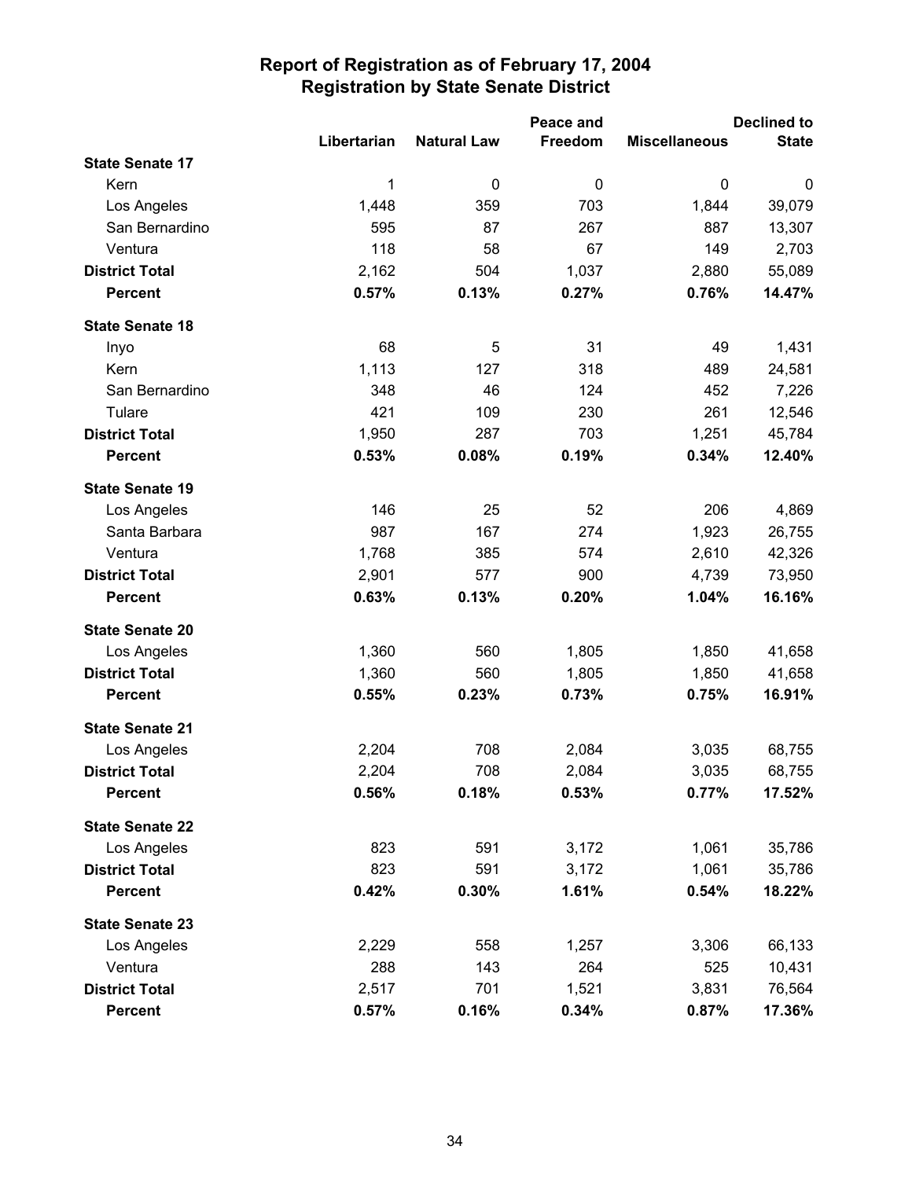# Report of Registration as of February 17, 2004
## Registration by State Senate District

| | Libertarian | Natural Law | Peace and Freedom | Miscellaneous | Declined to State |
|---|---|---|---|---|---|
| **State Senate 17** | | | | | |
| Kern | 1 | 0 | 0 | 0 | 0 |
| Los Angeles | 1,448 | 359 | 703 | 1,844 | 39,079 |
| San Bernardino | 595 | 87 | 267 | 887 | 13,307 |
| Ventura | 118 | 58 | 67 | 149 | 2,703 |
| **District Total** | 2,162 | 504 | 1,037 | 2,880 | 55,089 |
| **Percent** | **0.57%** | **0.13%** | **0.27%** | **0.76%** | **14.47%** |
| **State Senate 18** | | | | | |
| Inyo | 68 | 5 | 31 | 49 | 1,431 |
| Kern | 1,113 | 127 | 318 | 489 | 24,581 |
| San Bernardino | 348 | 46 | 124 | 452 | 7,226 |
| Tulare | 421 | 109 | 230 | 261 | 12,546 |
| **District Total** | 1,950 | 287 | 703 | 1,251 | 45,784 |
| **Percent** | **0.53%** | **0.08%** | **0.19%** | **0.34%** | **12.40%** |
| **State Senate 19** | | | | | |
| Los Angeles | 146 | 25 | 52 | 206 | 4,869 |
| Santa Barbara | 987 | 167 | 274 | 1,923 | 26,755 |
| Ventura | 1,768 | 385 | 574 | 2,610 | 42,326 |
| **District Total** | 2,901 | 577 | 900 | 4,739 | 73,950 |
| **Percent** | **0.63%** | **0.13%** | **0.20%** | **1.04%** | **16.16%** |
| **State Senate 20** | | | | | |
| Los Angeles | 1,360 | 560 | 1,805 | 1,850 | 41,658 |
| **District Total** | 1,360 | 560 | 1,805 | 1,850 | 41,658 |
| **Percent** | **0.55%** | **0.23%** | **0.73%** | **0.75%** | **16.91%** |
| **State Senate 21** | | | | | |
| Los Angeles | 2,204 | 708 | 2,084 | 3,035 | 68,755 |
| **District Total** | 2,204 | 708 | 2,084 | 3,035 | 68,755 |
| **Percent** | **0.56%** | **0.18%** | **0.53%** | **0.77%** | **17.52%** |
| **State Senate 22** | | | | | |
| Los Angeles | 823 | 591 | 3,172 | 1,061 | 35,786 |
| **District Total** | 823 | 591 | 3,172 | 1,061 | 35,786 |
| **Percent** | **0.42%** | **0.30%** | **1.61%** | **0.54%** | **18.22%** |
| **State Senate 23** | | | | | |
| Los Angeles | 2,229 | 558 | 1,257 | 3,306 | 66,133 |
| Ventura | 288 | 143 | 264 | 525 | 10,431 |
| **District Total** | 2,517 | 701 | 1,521 | 3,831 | 76,564 |
| **Percent** | **0.57%** | **0.16%** | **0.34%** | **0.87%** | **17.36%** |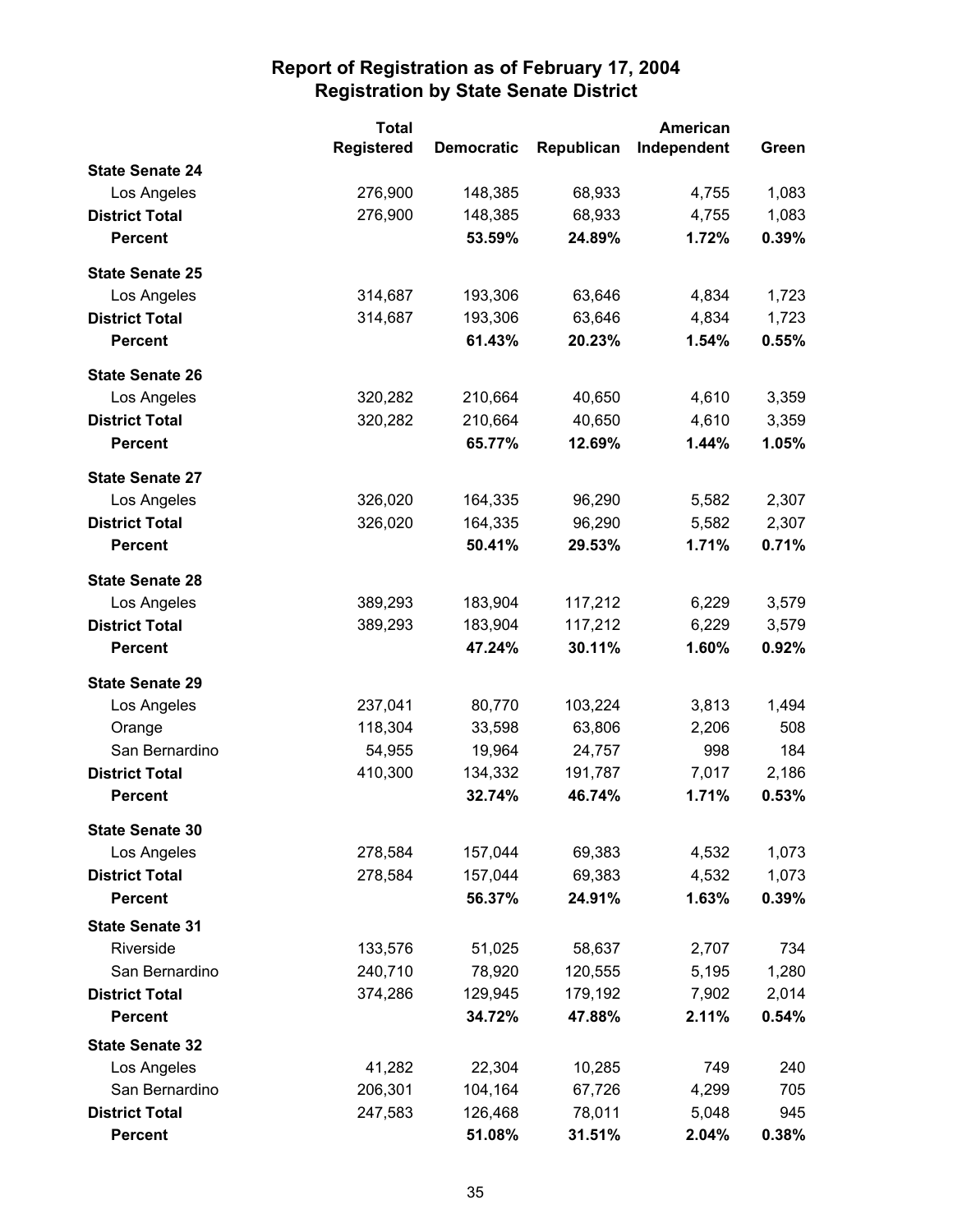# Report of Registration as of February 17, 2004
## Registration by State Senate District

| | Total Registered | Democratic | Republican | American Independent | Green |
|---|---|---|---|---|---|
| **State Senate 24** | | | | | |
| Los Angeles | 276,900 | 148,385 | 68,933 | 4,755 | 1,083 |
| **District Total** | 276,900 | 148,385 | 68,933 | 4,755 | 1,083 |
| **Percent** | | **53.59%** | **24.89%** | **1.72%** | **0.39%** |
| **State Senate 25** | | | | | |
| Los Angeles | 314,687 | 193,306 | 63,646 | 4,834 | 1,723 |
| **District Total** | 314,687 | 193,306 | 63,646 | 4,834 | 1,723 |
| **Percent** | | **61.43%** | **20.23%** | **1.54%** | **0.55%** |
| **State Senate 26** | | | | | |
| Los Angeles | 320,282 | 210,664 | 40,650 | 4,610 | 3,359 |
| **District Total** | 320,282 | 210,664 | 40,650 | 4,610 | 3,359 |
| **Percent** | | **65.77%** | **12.69%** | **1.44%** | **1.05%** |
| **State Senate 27** | | | | | |
| Los Angeles | 326,020 | 164,335 | 96,290 | 5,582 | 2,307 |
| **District Total** | 326,020 | 164,335 | 96,290 | 5,582 | 2,307 |
| **Percent** | | **50.41%** | **29.53%** | **1.71%** | **0.71%** |
| **State Senate 28** | | | | | |
| Los Angeles | 389,293 | 183,904 | 117,212 | 6,229 | 3,579 |
| **District Total** | 389,293 | 183,904 | 117,212 | 6,229 | 3,579 |
| **Percent** | | **47.24%** | **30.11%** | **1.60%** | **0.92%** |
| **State Senate 29** | | | | | |
| Los Angeles | 237,041 | 80,770 | 103,224 | 3,813 | 1,494 |
| Orange | 118,304 | 33,598 | 63,806 | 2,206 | 508 |
| San Bernardino | 54,955 | 19,964 | 24,757 | 998 | 184 |
| **District Total** | 410,300 | 134,332 | 191,787 | 7,017 | 2,186 |
| **Percent** | | **32.74%** | **46.74%** | **1.71%** | **0.53%** |
| **State Senate 30** | | | | | |
| Los Angeles | 278,584 | 157,044 | 69,383 | 4,532 | 1,073 |
| **District Total** | 278,584 | 157,044 | 69,383 | 4,532 | 1,073 |
| **Percent** | | **56.37%** | **24.91%** | **1.63%** | **0.39%** |
| **State Senate 31** | | | | | |
| Riverside | 133,576 | 51,025 | 58,637 | 2,707 | 734 |
| San Bernardino | 240,710 | 78,920 | 120,555 | 5,195 | 1,280 |
| **District Total** | 374,286 | 129,945 | 179,192 | 7,902 | 2,014 |
| **Percent** | | **34.72%** | **47.88%** | **2.11%** | **0.54%** |
| **State Senate 32** | | | | | |
| Los Angeles | 41,282 | 22,304 | 10,285 | 749 | 240 |
| San Bernardino | 206,301 | 104,164 | 67,726 | 4,299 | 705 |
| **District Total** | 247,583 | 126,468 | 78,011 | 5,048 | 945 |
| **Percent** | | **51.08%** | **31.51%** | **2.04%** | **0.38%** |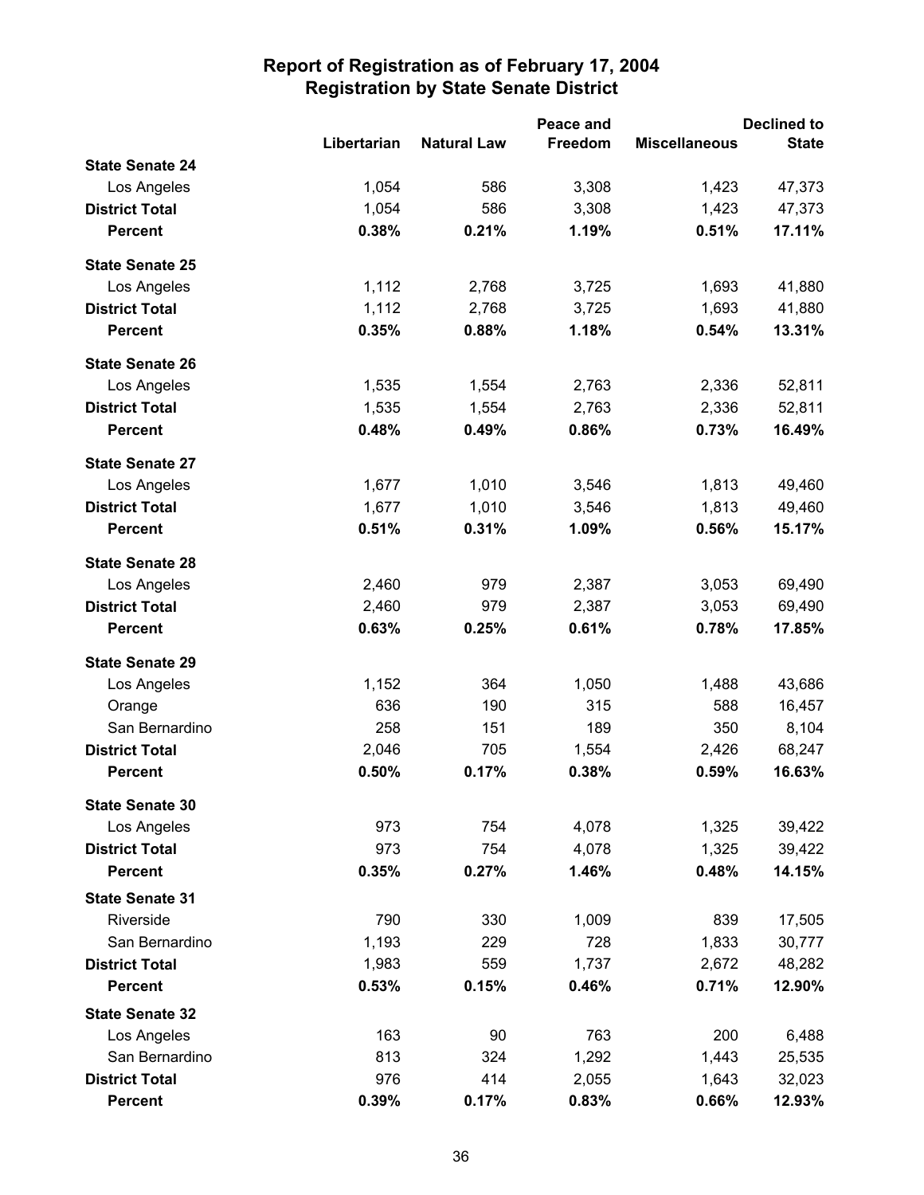# Report of Registration as of February 17, 2004
## Registration by State Senate District

| | Libertarian | Natural Law | Peace and Freedom | Miscellaneous | Declined to State |
|---|---|---|---|---|---|
| **State Senate 24** | | | | | |
| Los Angeles | 1,054 | 586 | 3,308 | 1,423 | 47,373 |
| **District Total** | 1,054 | 586 | 3,308 | 1,423 | 47,373 |
| **Percent** | **0.38%** | **0.21%** | **1.19%** | **0.51%** | **17.11%** |
| **State Senate 25** | | | | | |
| Los Angeles | 1,112 | 2,768 | 3,725 | 1,693 | 41,880 |
| **District Total** | 1,112 | 2,768 | 3,725 | 1,693 | 41,880 |
| **Percent** | **0.35%** | **0.88%** | **1.18%** | **0.54%** | **13.31%** |
| **State Senate 26** | | | | | |
| Los Angeles | 1,535 | 1,554 | 2,763 | 2,336 | 52,811 |
| **District Total** | 1,535 | 1,554 | 2,763 | 2,336 | 52,811 |
| **Percent** | **0.48%** | **0.49%** | **0.86%** | **0.73%** | **16.49%** |
| **State Senate 27** | | | | | |
| Los Angeles | 1,677 | 1,010 | 3,546 | 1,813 | 49,460 |
| **District Total** | 1,677 | 1,010 | 3,546 | 1,813 | 49,460 |
| **Percent** | **0.51%** | **0.31%** | **1.09%** | **0.56%** | **15.17%** |
| **State Senate 28** | | | | | |
| Los Angeles | 2,460 | 979 | 2,387 | 3,053 | 69,490 |
| **District Total** | 2,460 | 979 | 2,387 | 3,053 | 69,490 |
| **Percent** | **0.63%** | **0.25%** | **0.61%** | **0.78%** | **17.85%** |
| **State Senate 29** | | | | | |
| Los Angeles | 1,152 | 364 | 1,050 | 1,488 | 43,686 |
| Orange | 636 | 190 | 315 | 588 | 16,457 |
| San Bernardino | 258 | 151 | 189 | 350 | 8,104 |
| **District Total** | 2,046 | 705 | 1,554 | 2,426 | 68,247 |
| **Percent** | **0.50%** | **0.17%** | **0.38%** | **0.59%** | **16.63%** |
| **State Senate 30** | | | | | |
| Los Angeles | 973 | 754 | 4,078 | 1,325 | 39,422 |
| **District Total** | 973 | 754 | 4,078 | 1,325 | 39,422 |
| **Percent** | **0.35%** | **0.27%** | **1.46%** | **0.48%** | **14.15%** |
| **State Senate 31** | | | | | |
| Riverside | 790 | 330 | 1,009 | 839 | 17,505 |
| San Bernardino | 1,193 | 229 | 728 | 1,833 | 30,777 |
| **District Total** | 1,983 | 559 | 1,737 | 2,672 | 48,282 |
| **Percent** | **0.53%** | **0.15%** | **0.46%** | **0.71%** | **12.90%** |
| **State Senate 32** | | | | | |
| Los Angeles | 163 | 90 | 763 | 200 | 6,488 |
| San Bernardino | 813 | 324 | 1,292 | 1,443 | 25,535 |
| **District Total** | 976 | 414 | 2,055 | 1,643 | 32,023 |
| **Percent** | **0.39%** | **0.17%** | **0.83%** | **0.66%** | **12.93%** |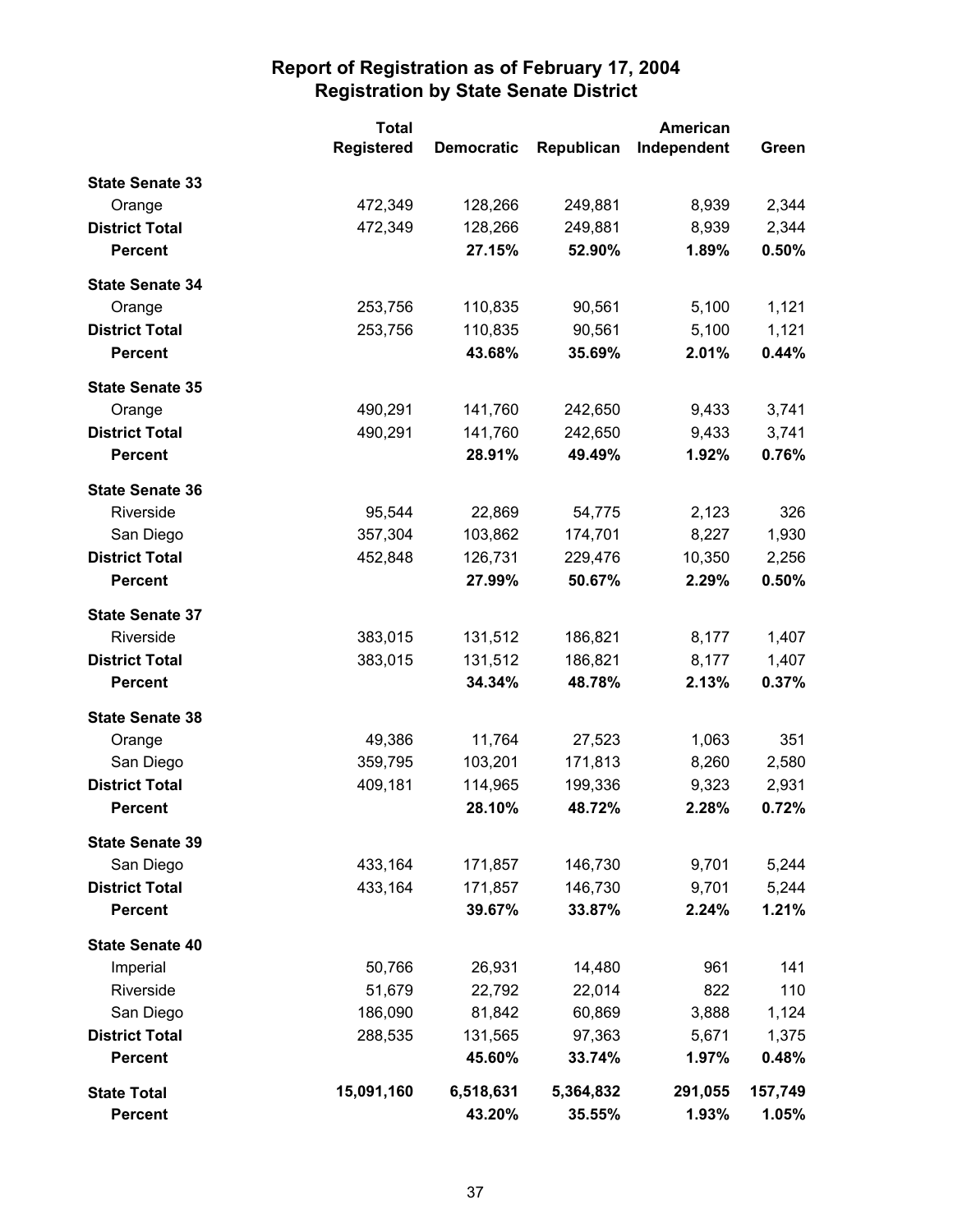# Report of Registration as of February 17, 2004
## Registration by State Senate District

| | Total Registered | Democratic | Republican | American Independent | Green |
|---|---|---|---|---|---|
| **State Senate 33** | | | | | |
| Orange | 472,349 | 128,266 | 249,881 | 8,939 | 2,344 |
| **District Total** | 472,349 | 128,266 | 249,881 | 8,939 | 2,344 |
| **Percent** | | **27.15%** | **52.90%** | **1.89%** | **0.50%** |
| **State Senate 34** | | | | | |
| Orange | 253,756 | 110,835 | 90,561 | 5,100 | 1,121 |
| **District Total** | 253,756 | 110,835 | 90,561 | 5,100 | 1,121 |
| **Percent** | | **43.68%** | **35.69%** | **2.01%** | **0.44%** |
| **State Senate 35** | | | | | |
| Orange | 490,291 | 141,760 | 242,650 | 9,433 | 3,741 |
| **District Total** | 490,291 | 141,760 | 242,650 | 9,433 | 3,741 |
| **Percent** | | **28.91%** | **49.49%** | **1.92%** | **0.76%** |
| **State Senate 36** | | | | | |
| Riverside | 95,544 | 22,869 | 54,775 | 2,123 | 326 |
| San Diego | 357,304 | 103,862 | 174,701 | 8,227 | 1,930 |
| **District Total** | 452,848 | 126,731 | 229,476 | 10,350 | 2,256 |
| **Percent** | | **27.99%** | **50.67%** | **2.29%** | **0.50%** |
| **State Senate 37** | | | | | |
| Riverside | 383,015 | 131,512 | 186,821 | 8,177 | 1,407 |
| **District Total** | 383,015 | 131,512 | 186,821 | 8,177 | 1,407 |
| **Percent** | | **34.34%** | **48.78%** | **2.13%** | **0.37%** |
| **State Senate 38** | | | | | |
| Orange | 49,386 | 11,764 | 27,523 | 1,063 | 351 |
| San Diego | 359,795 | 103,201 | 171,813 | 8,260 | 2,580 |
| **District Total** | 409,181 | 114,965 | 199,336 | 9,323 | 2,931 |
| **Percent** | | **28.10%** | **48.72%** | **2.28%** | **0.72%** |
| **State Senate 39** | | | | | |
| San Diego | 433,164 | 171,857 | 146,730 | 9,701 | 5,244 |
| **District Total** | 433,164 | 171,857 | 146,730 | 9,701 | 5,244 |
| **Percent** | | **39.67%** | **33.87%** | **2.24%** | **1.21%** |
| **State Senate 40** | | | | | |
| Imperial | 50,766 | 26,931 | 14,480 | 961 | 141 |
| Riverside | 51,679 | 22,792 | 22,014 | 822 | 110 |
| San Diego | 186,090 | 81,842 | 60,869 | 3,888 | 1,124 |
| **District Total** | 288,535 | 131,565 | 97,363 | 5,671 | 1,375 |
| **Percent** | | **45.60%** | **33.74%** | **1.97%** | **0.48%** |
| **State Total** | **15,091,160** | **6,518,631** | **5,364,832** | **291,055** | **157,749** |
| **Percent** | | **43.20%** | **35.55%** | **1.93%** | **1.05%** |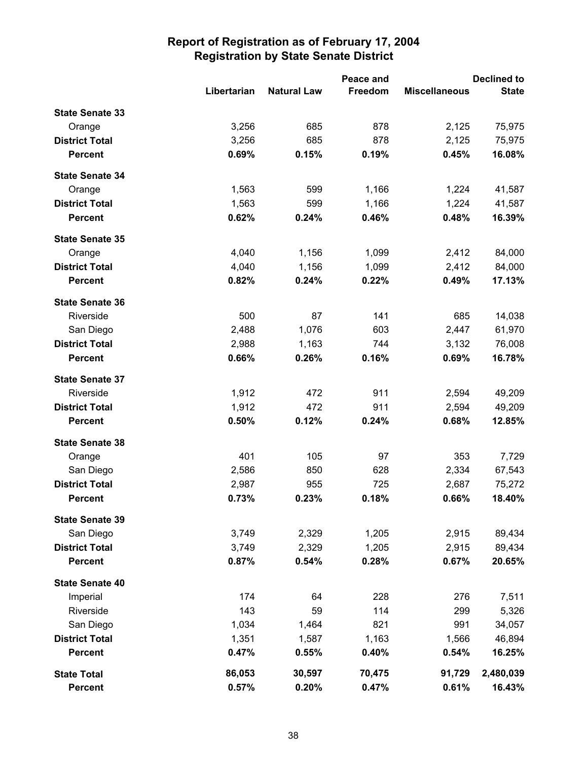# Report of Registration as of February 17, 2004
## Registration by State Senate District

| | Libertarian | Natural Law | Peace and Freedom | Miscellaneous | Declined to State |
|---|---|---|---|---|---|
| **State Senate 33** | | | | | |
| Orange | 3,256 | 685 | 878 | 2,125 | 75,975 |
| **District Total** | 3,256 | 685 | 878 | 2,125 | 75,975 |
| **Percent** | **0.69%** | **0.15%** | **0.19%** | **0.45%** | **16.08%** |
| **State Senate 34** | | | | | |
| Orange | 1,563 | 599 | 1,166 | 1,224 | 41,587 |
| **District Total** | 1,563 | 599 | 1,166 | 1,224 | 41,587 |
| **Percent** | **0.62%** | **0.24%** | **0.46%** | **0.48%** | **16.39%** |
| **State Senate 35** | | | | | |
| Orange | 4,040 | 1,156 | 1,099 | 2,412 | 84,000 |
| **District Total** | 4,040 | 1,156 | 1,099 | 2,412 | 84,000 |
| **Percent** | **0.82%** | **0.24%** | **0.22%** | **0.49%** | **17.13%** |
| **State Senate 36** | | | | | |
| Riverside | 500 | 87 | 141 | 685 | 14,038 |
| San Diego | 2,488 | 1,076 | 603 | 2,447 | 61,970 |
| **District Total** | 2,988 | 1,163 | 744 | 3,132 | 76,008 |
| **Percent** | **0.66%** | **0.26%** | **0.16%** | **0.69%** | **16.78%** |
| **State Senate 37** | | | | | |
| Riverside | 1,912 | 472 | 911 | 2,594 | 49,209 |
| **District Total** | 1,912 | 472 | 911 | 2,594 | 49,209 |
| **Percent** | **0.50%** | **0.12%** | **0.24%** | **0.68%** | **12.85%** |
| **State Senate 38** | | | | | |
| Orange | 401 | 105 | 97 | 353 | 7,729 |
| San Diego | 2,586 | 850 | 628 | 2,334 | 67,543 |
| **District Total** | 2,987 | 955 | 725 | 2,687 | 75,272 |
| **Percent** | **0.73%** | **0.23%** | **0.18%** | **0.66%** | **18.40%** |
| **State Senate 39** | | | | | |
| San Diego | 3,749 | 2,329 | 1,205 | 2,915 | 89,434 |
| **District Total** | 3,749 | 2,329 | 1,205 | 2,915 | 89,434 |
| **Percent** | **0.87%** | **0.54%** | **0.28%** | **0.67%** | **20.65%** |
| **State Senate 40** | | | | | |
| Imperial | 174 | 64 | 228 | 276 | 7,511 |
| Riverside | 143 | 59 | 114 | 299 | 5,326 |
| San Diego | 1,034 | 1,464 | 821 | 991 | 34,057 |
| **District Total** | 1,351 | 1,587 | 1,163 | 1,566 | 46,894 |
| **Percent** | **0.47%** | **0.55%** | **0.40%** | **0.54%** | **16.25%** |
| **State Total** | **86,053** | **30,597** | **70,475** | **91,729** | **2,480,039** |
| **Percent** | **0.57%** | **0.20%** | **0.47%** | **0.61%** | **16.43%** |